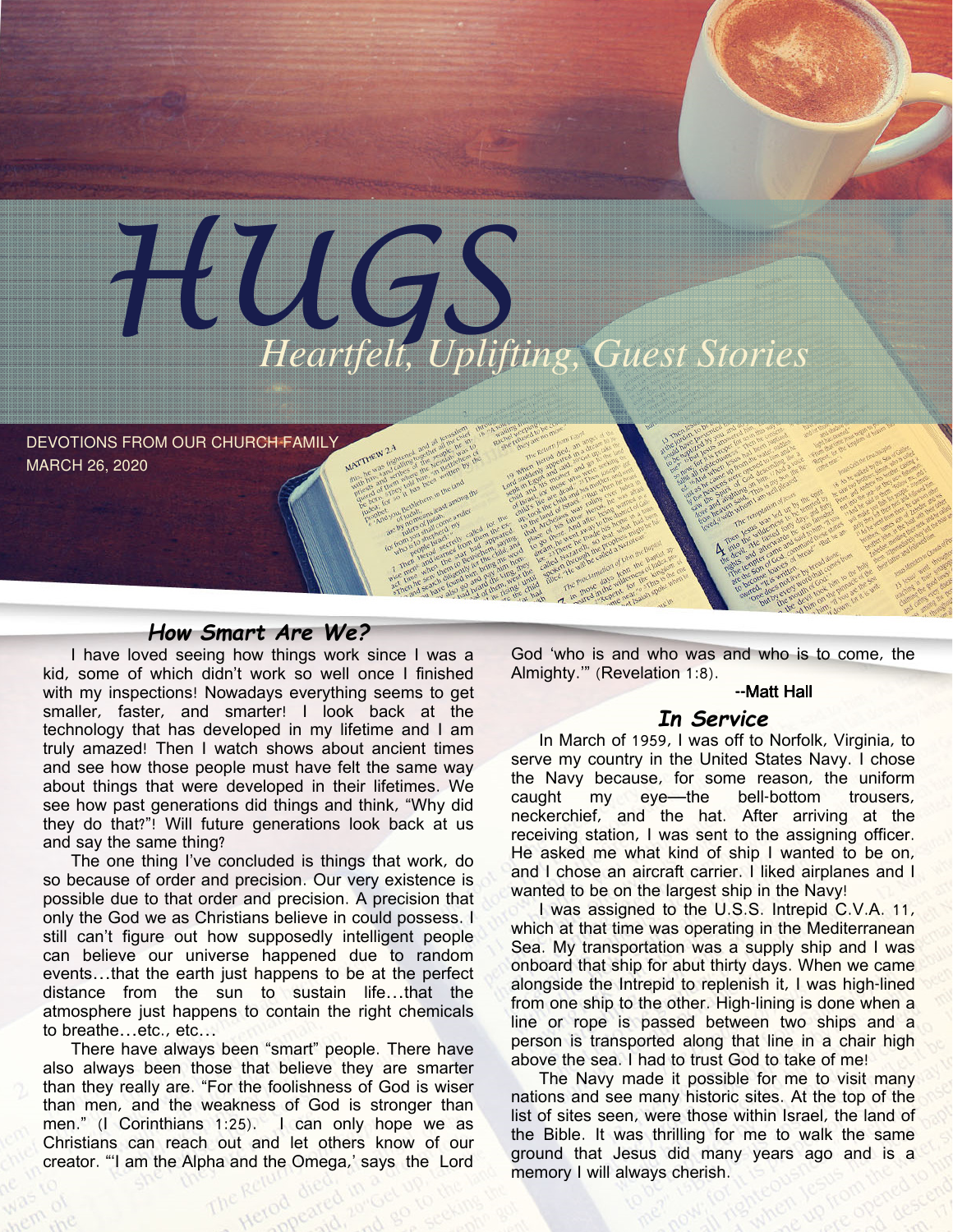# HUGS

*Heartfelt, Uplifting, Guest Stories*

DEVOTIONS FROM OUR CHURCH FAMILY
MARCH 26, 2020

## *How Smart Are We?*

I have loved seeing how things work since I was a kid, some of which didn't work so well once I finished with my inspections! Nowadays everything seems to get smaller, faster, and smarter! I look back at the technology that has developed in my lifetime and I am truly amazed! Then I watch shows about ancient times and see how those people must have felt the same way about things that were developed in their lifetimes. We see how past generations did things and think, "Why did they do that?"! Will future generations look back at us and say the same thing?

The one thing I've concluded is things that work, do so because of order and precision. Our very existence is possible due to that order and precision. A precision that only the God we as Christians believe in could possess. I still can't figure out how supposedly intelligent people can believe our universe happened due to random events…that the earth just happens to be at the perfect distance from the sun to sustain life…that the atmosphere just happens to contain the right chemicals to breathe…etc., etc…

There have always been "smart" people. There have also always been those that believe they are smarter than they really are. "For the foolishness of God is wiser than men, and the weakness of God is stronger than men." (I Corinthians 1:25). I can only hope we as Christians can reach out and let others know of our creator. "'I am the Alpha and the Omega,' says the Lord God 'who is and who was and who is to come, the Almighty.'" (Revelation 1:8).

--Matt Hall

## *In Service*

In March of 1959, I was off to Norfolk, Virginia, to serve my country in the United States Navy. I chose the Navy because, for some reason, the uniform caught my eye—the bell-bottom trousers, neckerchief, and the hat. After arriving at the receiving station, I was sent to the assigning officer. He asked me what kind of ship I wanted to be on, and I chose an aircraft carrier. I liked airplanes and I wanted to be on the largest ship in the Navy!

I was assigned to the U.S.S. Intrepid C.V.A. 11, which at that time was operating in the Mediterranean Sea. My transportation was a supply ship and I was onboard that ship for abut thirty days. When we came alongside the Intrepid to replenish it, I was high-lined from one ship to the other. High-lining is done when a line or rope is passed between two ships and a person is transported along that line in a chair high above the sea. I had to trust God to take of me!

The Navy made it possible for me to visit many nations and see many historic sites. At the top of the list of sites seen, were those within Israel, the land of the Bible. It was thrilling for me to walk the same ground that Jesus did many years ago and is a memory I will always cherish.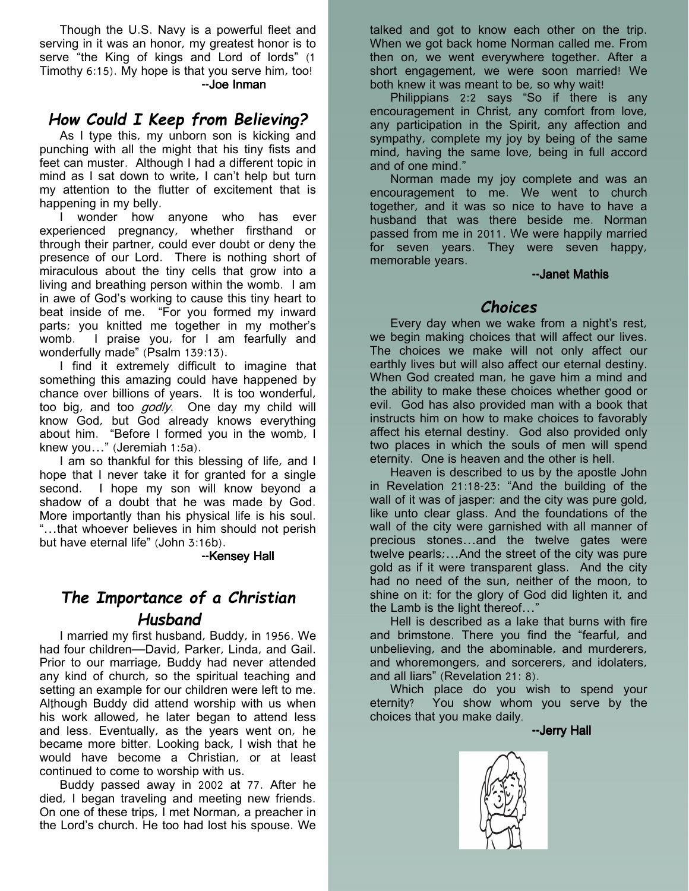Though the U.S. Navy is a powerful fleet and serving in it was an honor, my greatest honor is to serve "the King of kings and Lord of lords" (1 Timothy 6:15). My hope is that you serve him, too!

--Joe Inman

## *How Could I Keep from Believing?*

As I type this, my unborn son is kicking and punching with all the might that his tiny fists and feet can muster. Although I had a different topic in mind as I sat down to write, I can't help but turn my attention to the flutter of excitement that is happening in my belly.

I wonder how anyone who has ever experienced pregnancy, whether firsthand or through their partner, could ever doubt or deny the presence of our Lord. There is nothing short of miraculous about the tiny cells that grow into a living and breathing person within the womb. I am in awe of God's working to cause this tiny heart to beat inside of me. "For you formed my inward parts; you knitted me together in my mother's womb. I praise you, for I am fearfully and wonderfully made" (Psalm 139:13).

I find it extremely difficult to imagine that something this amazing could have happened by chance over billions of years. It is too wonderful, too big, and too *godly*. One day my child will know God, but God already knows everything about him. "Before I formed you in the womb, I knew you…" (Jeremiah 1:5a).

I am so thankful for this blessing of life, and I hope that I never take it for granted for a single second. I hope my son will know beyond a shadow of a doubt that he was made by God. More importantly than his physical life is his soul. "…that whoever believes in him should not perish but have eternal life" (John 3:16b).

--Kensey Hall

## *The Importance of a Christian Husband*

I married my first husband, Buddy, in 1956. We had four children—David, Parker, Linda, and Gail. Prior to our marriage, Buddy had never attended any kind of church, so the spiritual teaching and setting an example for our children were left to me. Although Buddy did attend worship with us when his work allowed, he later began to attend less and less. Eventually, as the years went on, he became more bitter. Looking back, I wish that he would have become a Christian, or at least continued to come to worship with us.

Buddy passed away in 2002 at 77. After he died, I began traveling and meeting new friends. On one of these trips, I met Norman, a preacher in the Lord's church. He too had lost his spouse. We talked and got to know each other on the trip. When we got back home Norman called me. From then on, we went everywhere together. After a short engagement, we were soon married! We both knew it was meant to be, so why wait!

Philippians 2:2 says "So if there is any encouragement in Christ, any comfort from love, any participation in the Spirit, any affection and sympathy, complete my joy by being of the same mind, having the same love, being in full accord and of one mind."

Norman made my joy complete and was an encouragement to me. We went to church together, and it was so nice to have to have a husband that was there beside me. Norman passed from me in 2011. We were happily married for seven years. They were seven happy, memorable years.

--Janet Mathis

## *Choices*

Every day when we wake from a night's rest, we begin making choices that will affect our lives. The choices we make will not only affect our earthly lives but will also affect our eternal destiny. When God created man, he gave him a mind and the ability to make these choices whether good or evil. God has also provided man with a book that instructs him on how to make choices to favorably affect his eternal destiny. God also provided only two places in which the souls of men will spend eternity. One is heaven and the other is hell.

Heaven is described to us by the apostle John in Revelation 21:18-23: "And the building of the wall of it was of jasper: and the city was pure gold, like unto clear glass. And the foundations of the wall of the city were garnished with all manner of precious stones…and the twelve gates were twelve pearls;…And the street of the city was pure gold as if it were transparent glass. And the city had no need of the sun, neither of the moon, to shine on it: for the glory of God did lighten it, and the Lamb is the light thereof…"

Hell is described as a lake that burns with fire and brimstone. There you find the "fearful, and unbelieving, and the abominable, and murderers, and whoremongers, and sorcerers, and idolaters, and all liars" (Revelation 21: 8).

Which place do you wish to spend your eternity? You show whom you serve by the choices that you make daily.

--Jerry Hall